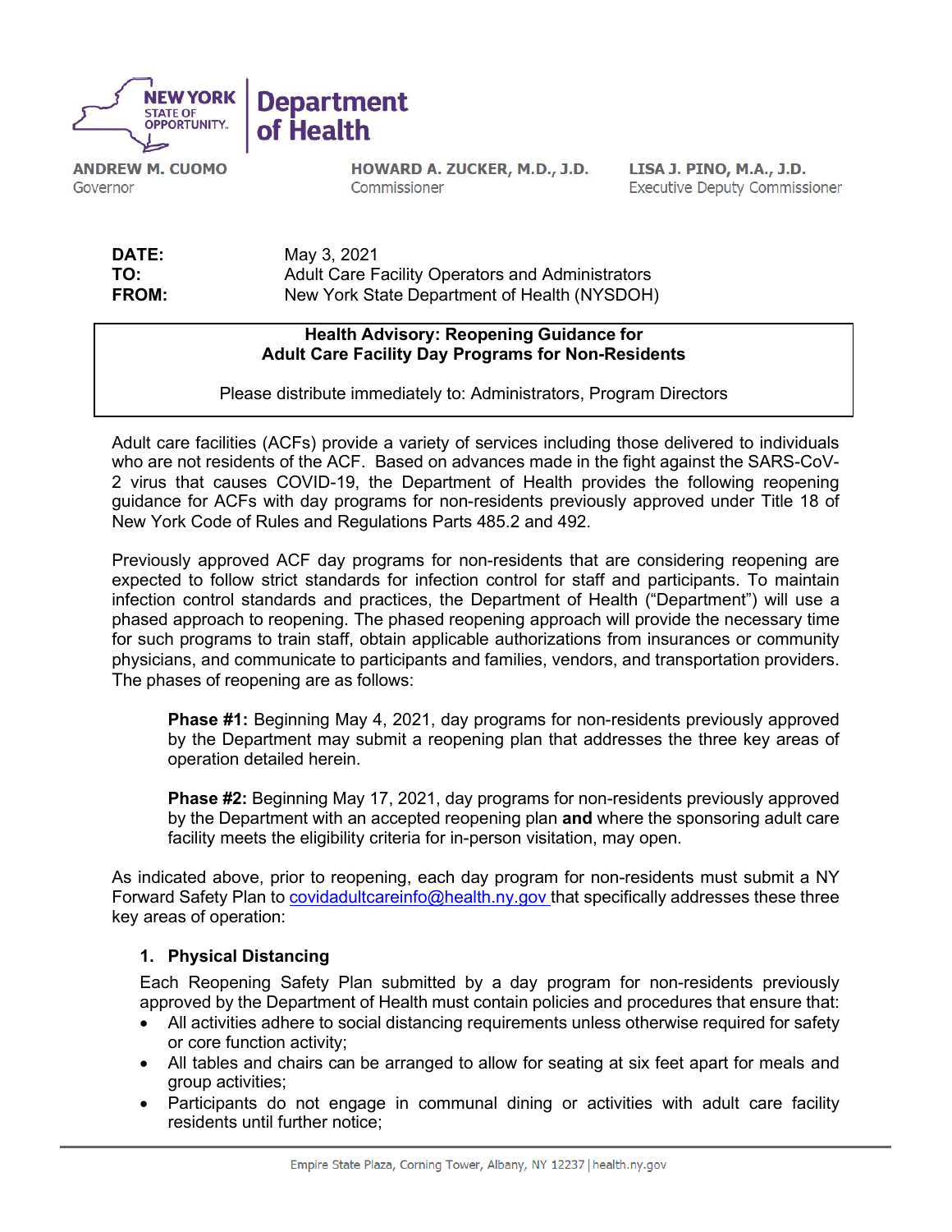**NEW YORK STATE OF OPPORTUNITY.** | **Department of Health**

**ANDREW M. CUOMO**
Governor

**HOWARD A. ZUCKER, M.D., J.D.**
Commissioner

**LISA J. PINO, M.A., J.D.**
Executive Deputy Commissioner

**DATE:** May 3, 2021
**TO:** Adult Care Facility Operators and Administrators
**FROM:** New York State Department of Health (NYSDOH)

**Health Advisory: Reopening Guidance for Adult Care Facility Day Programs for Non-Residents**

Please distribute immediately to: Administrators, Program Directors

Adult care facilities (ACFs) provide a variety of services including those delivered to individuals who are not residents of the ACF. Based on advances made in the fight against the SARS-CoV-2 virus that causes COVID-19, the Department of Health provides the following reopening guidance for ACFs with day programs for non-residents previously approved under Title 18 of New York Code of Rules and Regulations Parts 485.2 and 492.

Previously approved ACF day programs for non-residents that are considering reopening are expected to follow strict standards for infection control for staff and participants. To maintain infection control standards and practices, the Department of Health ("Department") will use a phased approach to reopening. The phased reopening approach will provide the necessary time for such programs to train staff, obtain applicable authorizations from insurances or community physicians, and communicate to participants and families, vendors, and transportation providers. The phases of reopening are as follows:

> **Phase #1:** Beginning May 4, 2021, day programs for non-residents previously approved by the Department may submit a reopening plan that addresses the three key areas of operation detailed herein.
>
> **Phase #2:** Beginning May 17, 2021, day programs for non-residents previously approved by the Department with an accepted reopening plan **and** where the sponsoring adult care facility meets the eligibility criteria for in-person visitation, may open.

As indicated above, prior to reopening, each day program for non-residents must submit a NY Forward Safety Plan to covidadultcareinfo@health.ny.gov that specifically addresses these three key areas of operation:

### 1. Physical Distancing

Each Reopening Safety Plan submitted by a day program for non-residents previously approved by the Department of Health must contain policies and procedures that ensure that:

- All activities adhere to social distancing requirements unless otherwise required for safety or core function activity;
- All tables and chairs can be arranged to allow for seating at six feet apart for meals and group activities;
- Participants do not engage in communal dining or activities with adult care facility residents until further notice;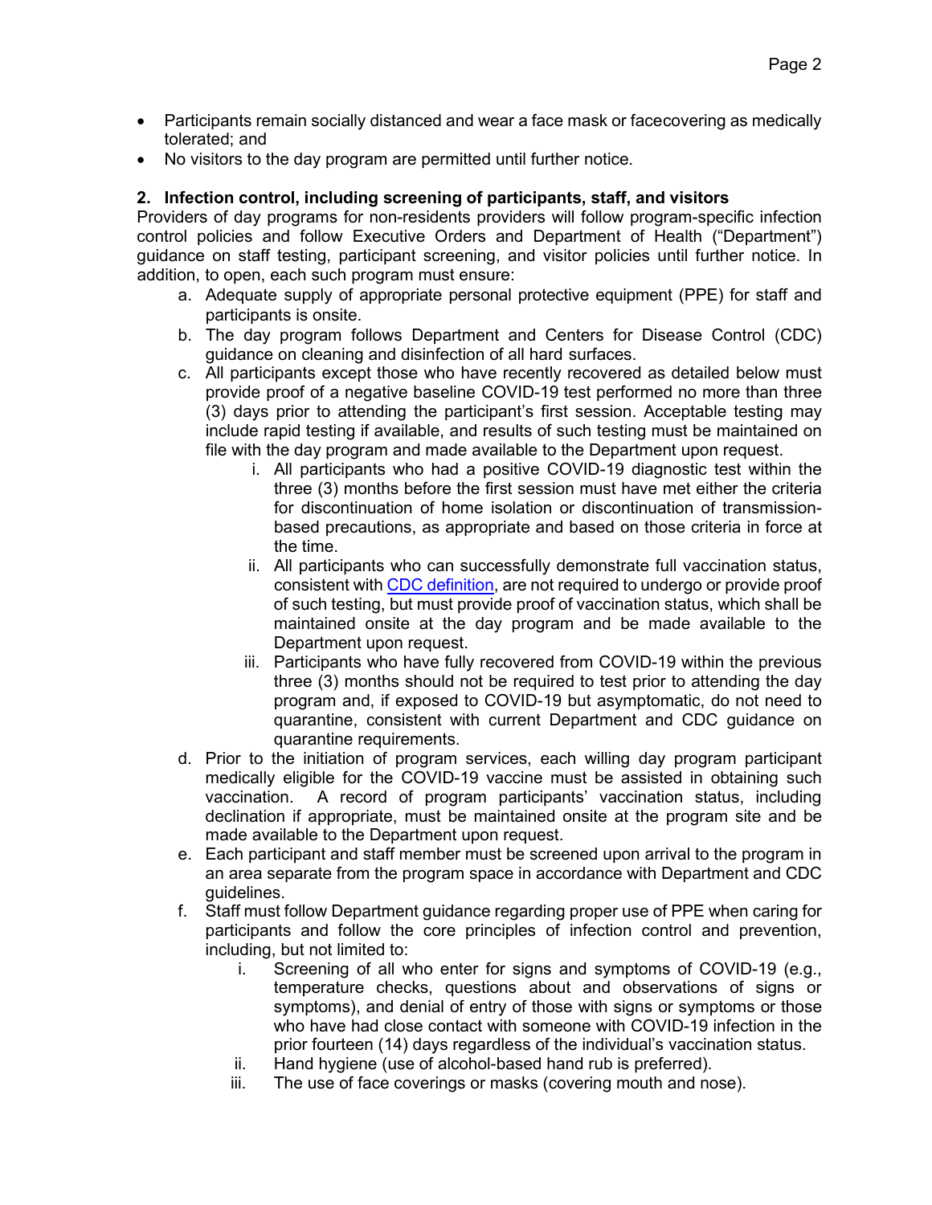- Participants remain socially distanced and wear a face mask or facecovering as medically tolerated; and
- No visitors to the day program are permitted until further notice.

**2. Infection control, including screening of participants, staff, and visitors**

Providers of day programs for non-residents providers will follow program-specific infection control policies and follow Executive Orders and Department of Health ("Department") guidance on staff testing, participant screening, and visitor policies until further notice. In addition, to open, each such program must ensure:

a. Adequate supply of appropriate personal protective equipment (PPE) for staff and participants is onsite.
b. The day program follows Department and Centers for Disease Control (CDC) guidance on cleaning and disinfection of all hard surfaces.
c. All participants except those who have recently recovered as detailed below must provide proof of a negative baseline COVID-19 test performed no more than three (3) days prior to attending the participant's first session. Acceptable testing may include rapid testing if available, and results of such testing must be maintained on file with the day program and made available to the Department upon request.
    i. All participants who had a positive COVID-19 diagnostic test within the three (3) months before the first session must have met either the criteria for discontinuation of home isolation or discontinuation of transmission-based precautions, as appropriate and based on those criteria in force at the time.
    ii. All participants who can successfully demonstrate full vaccination status, consistent with [CDC definition](), are not required to undergo or provide proof of such testing, but must provide proof of vaccination status, which shall be maintained onsite at the day program and be made available to the Department upon request.
    iii. Participants who have fully recovered from COVID-19 within the previous three (3) months should not be required to test prior to attending the day program and, if exposed to COVID-19 but asymptomatic, do not need to quarantine, consistent with current Department and CDC guidance on quarantine requirements.
d. Prior to the initiation of program services, each willing day program participant medically eligible for the COVID-19 vaccine must be assisted in obtaining such vaccination. A record of program participants' vaccination status, including declination if appropriate, must be maintained onsite at the program site and be made available to the Department upon request.
e. Each participant and staff member must be screened upon arrival to the program in an area separate from the program space in accordance with Department and CDC guidelines.
f. Staff must follow Department guidance regarding proper use of PPE when caring for participants and follow the core principles of infection control and prevention, including, but not limited to:
    i. Screening of all who enter for signs and symptoms of COVID-19 (e.g., temperature checks, questions about and observations of signs or symptoms), and denial of entry of those with signs or symptoms or those who have had close contact with someone with COVID-19 infection in the prior fourteen (14) days regardless of the individual's vaccination status.
    ii. Hand hygiene (use of alcohol-based hand rub is preferred).
    iii. The use of face coverings or masks (covering mouth and nose).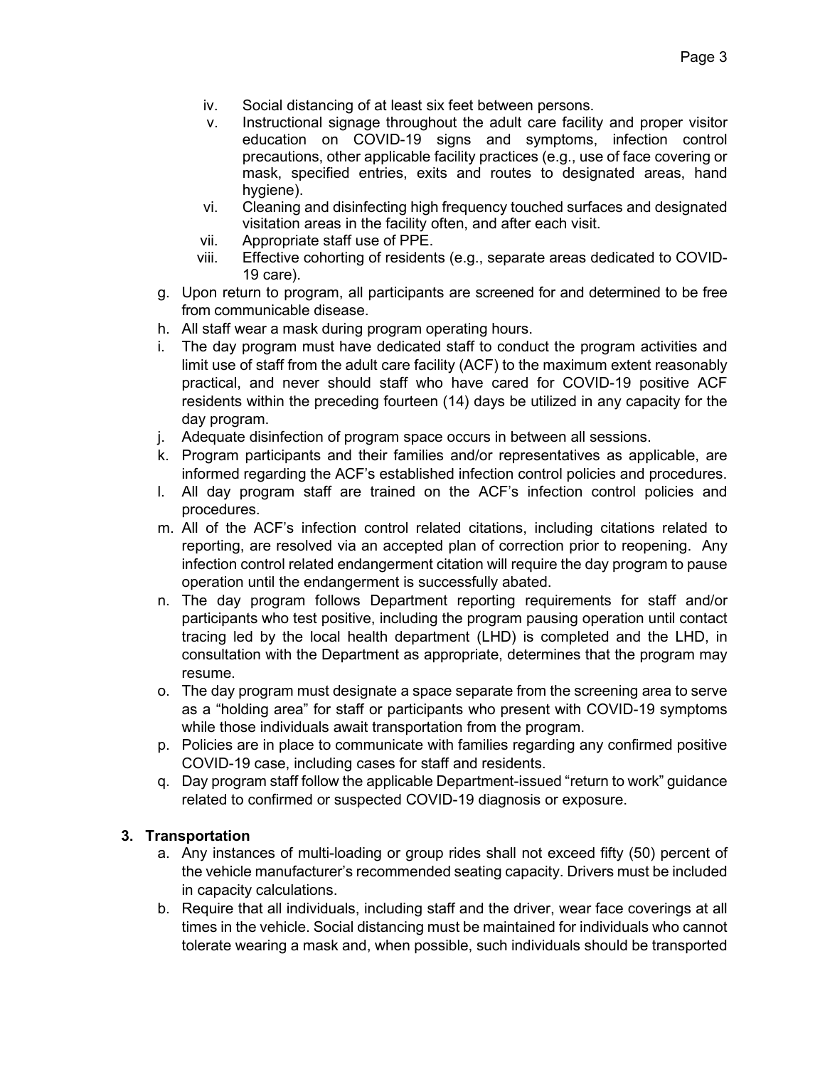iv. Social distancing of at least six feet between persons.
   v. Instructional signage throughout the adult care facility and proper visitor education on COVID-19 signs and symptoms, infection control precautions, other applicable facility practices (e.g., use of face covering or mask, specified entries, exits and routes to designated areas, hand hygiene).
   vi. Cleaning and disinfecting high frequency touched surfaces and designated visitation areas in the facility often, and after each visit.
   vii. Appropriate staff use of PPE.
   viii. Effective cohorting of residents (e.g., separate areas dedicated to COVID-19 care).

g. Upon return to program, all participants are screened for and determined to be free from communicable disease.

h. All staff wear a mask during program operating hours.

i. The day program must have dedicated staff to conduct the program activities and limit use of staff from the adult care facility (ACF) to the maximum extent reasonably practical, and never should staff who have cared for COVID-19 positive ACF residents within the preceding fourteen (14) days be utilized in any capacity for the day program.

j. Adequate disinfection of program space occurs in between all sessions.

k. Program participants and their families and/or representatives as applicable, are informed regarding the ACF's established infection control policies and procedures.

l. All day program staff are trained on the ACF's infection control policies and procedures.

m. All of the ACF's infection control related citations, including citations related to reporting, are resolved via an accepted plan of correction prior to reopening. Any infection control related endangerment citation will require the day program to pause operation until the endangerment is successfully abated.

n. The day program follows Department reporting requirements for staff and/or participants who test positive, including the program pausing operation until contact tracing led by the local health department (LHD) is completed and the LHD, in consultation with the Department as appropriate, determines that the program may resume.

o. The day program must designate a space separate from the screening area to serve as a "holding area" for staff or participants who present with COVID-19 symptoms while those individuals await transportation from the program.

p. Policies are in place to communicate with families regarding any confirmed positive COVID-19 case, including cases for staff and residents.

q. Day program staff follow the applicable Department-issued "return to work" guidance related to confirmed or suspected COVID-19 diagnosis or exposure.

**3. Transportation**

a. Any instances of multi-loading or group rides shall not exceed fifty (50) percent of the vehicle manufacturer's recommended seating capacity. Drivers must be included in capacity calculations.

b. Require that all individuals, including staff and the driver, wear face coverings at all times in the vehicle. Social distancing must be maintained for individuals who cannot tolerate wearing a mask and, when possible, such individuals should be transported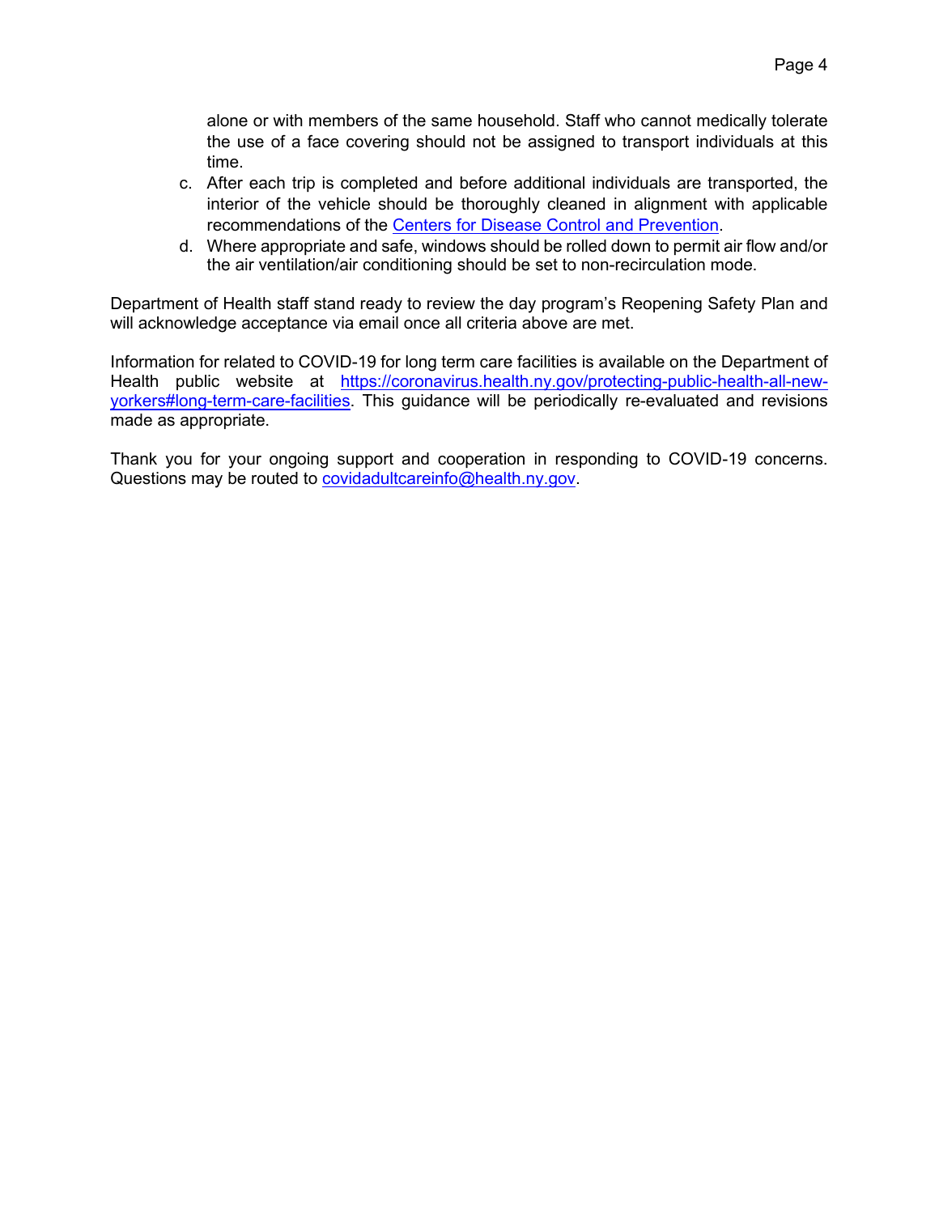alone or with members of the same household. Staff who cannot medically tolerate the use of a face covering should not be assigned to transport individuals at this time.

c. After each trip is completed and before additional individuals are transported, the interior of the vehicle should be thoroughly cleaned in alignment with applicable recommendations of the [Centers for Disease Control and Prevention](https://www.cdc.gov).
d. Where appropriate and safe, windows should be rolled down to permit air flow and/or the air ventilation/air conditioning should be set to non-recirculation mode.

Department of Health staff stand ready to review the day program's Reopening Safety Plan and will acknowledge acceptance via email once all criteria above are met.

Information for related to COVID-19 for long term care facilities is available on the Department of Health public website at [https://coronavirus.health.ny.gov/protecting-public-health-all-new-yorkers#long-term-care-facilities](https://coronavirus.health.ny.gov/protecting-public-health-all-new-yorkers#long-term-care-facilities). This guidance will be periodically re-evaluated and revisions made as appropriate.

Thank you for your ongoing support and cooperation in responding to COVID-19 concerns. Questions may be routed to [covidadultcareinfo@health.ny.gov](mailto:covidadultcareinfo@health.ny.gov).